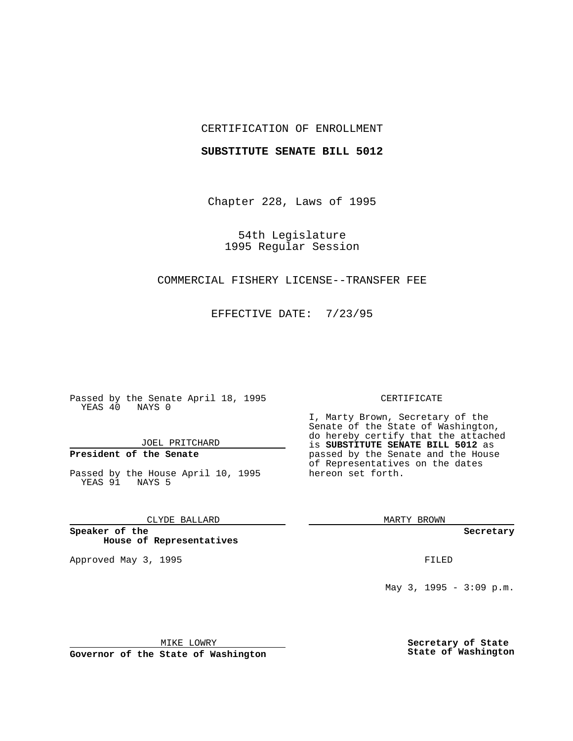CERTIFICATION OF ENROLLMENT

**SUBSTITUTE SENATE BILL 5012**

Chapter 228, Laws of 1995

54th Legislature
1995 Regular Session

COMMERCIAL FISHERY LICENSE--TRANSFER FEE

EFFECTIVE DATE: 7/23/95

Passed by the Senate April 18, 1995
YEAS 40 NAYS 0

JOEL PRITCHARD

**President of the Senate**

Passed by the House April 10, 1995
YEAS 91 NAYS 5

CLYDE BALLARD

**Speaker of the House of Representatives**

Approved May 3, 1995

MIKE LOWRY

**Governor of the State of Washington**

CERTIFICATE

I, Marty Brown, Secretary of the Senate of the State of Washington, do hereby certify that the attached is **SUBSTITUTE SENATE BILL 5012** as passed by the Senate and the House of Representatives on the dates hereon set forth.

MARTY BROWN

**Secretary**

FILED

May 3, 1995 - 3:09 p.m.

**Secretary of State State of Washington**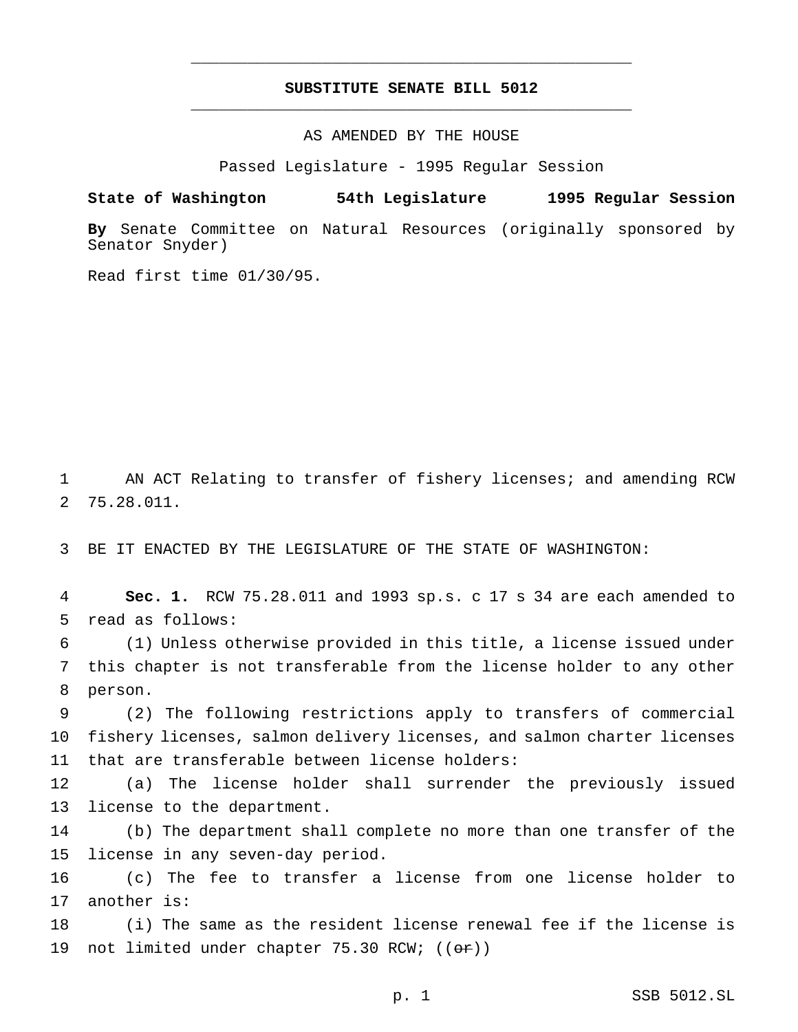# SUBSTITUTE SENATE BILL 5012

AS AMENDED BY THE HOUSE

Passed Legislature - 1995 Regular Session

**State of Washington 54th Legislature 1995 Regular Session**

**By** Senate Committee on Natural Resources (originally sponsored by Senator Snyder)

Read first time 01/30/95.

1 AN ACT Relating to transfer of fishery licenses; and amending RCW
2 75.28.011.

3 BE IT ENACTED BY THE LEGISLATURE OF THE STATE OF WASHINGTON:

4 **Sec. 1.** RCW 75.28.011 and 1993 sp.s. c 17 s 34 are each amended to
5 read as follows:

6 (1) Unless otherwise provided in this title, a license issued under
7 this chapter is not transferable from the license holder to any other
8 person.

9 (2) The following restrictions apply to transfers of commercial
10 fishery licenses, salmon delivery licenses, and salmon charter licenses
11 that are transferable between license holders:

12 (a) The license holder shall surrender the previously issued
13 license to the department.

14 (b) The department shall complete no more than one transfer of the
15 license in any seven-day period.

16 (c) The fee to transfer a license from one license holder to
17 another is:

18 (i) The same as the resident license renewal fee if the license is
19 not limited under chapter 75.30 RCW; ((~~or~~))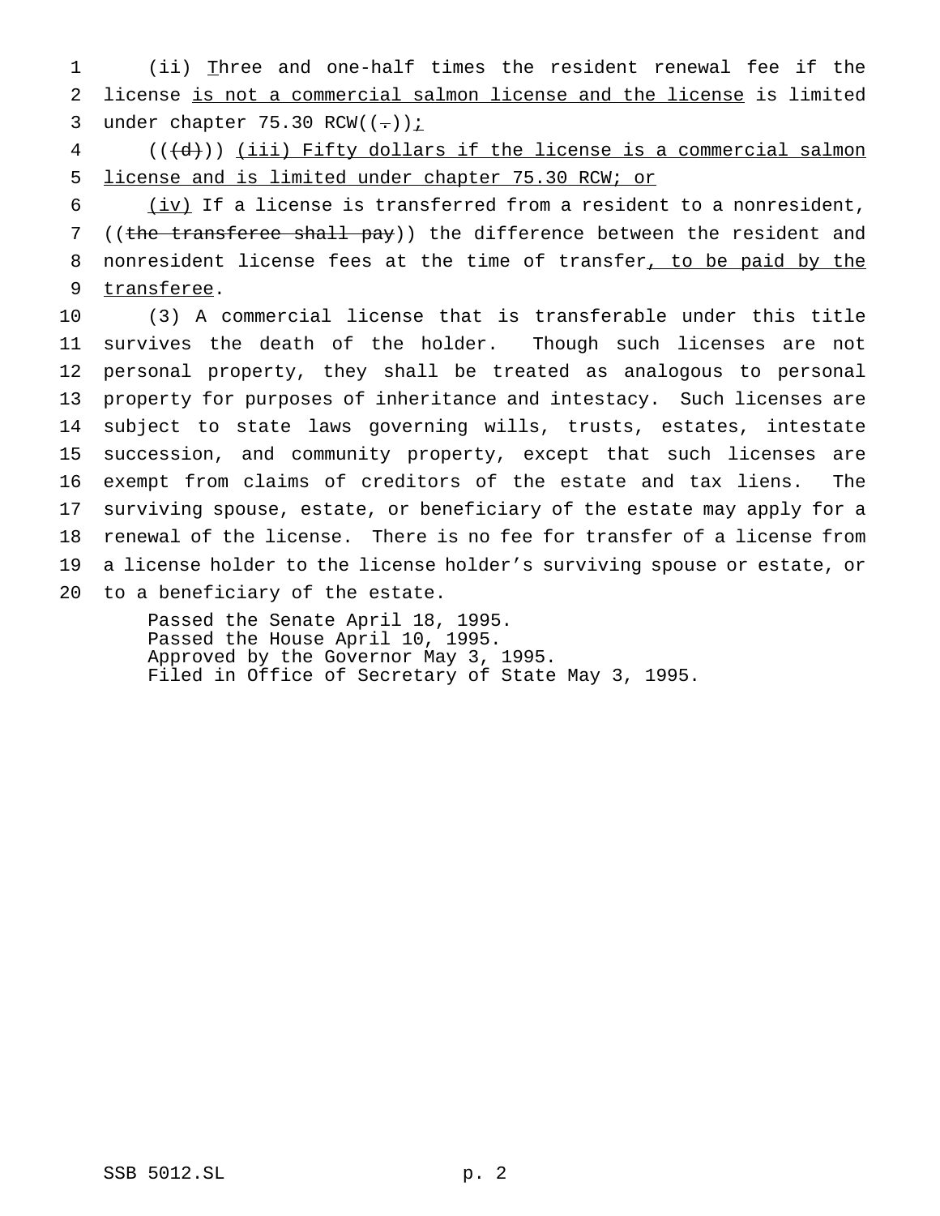(ii) Three and one-half times the resident renewal fee if the license is not a commercial salmon license and the license is limited under chapter 75.30 RCW((.));

(((d))) (iii) Fifty dollars if the license is a commercial salmon license and is limited under chapter 75.30 RCW; or

(iv) If a license is transferred from a resident to a nonresident, ((the transferee shall pay)) the difference between the resident and nonresident license fees at the time of transfer, to be paid by the transferee.

(3) A commercial license that is transferable under this title survives the death of the holder. Though such licenses are not personal property, they shall be treated as analogous to personal property for purposes of inheritance and intestacy. Such licenses are subject to state laws governing wills, trusts, estates, intestate succession, and community property, except that such licenses are exempt from claims of creditors of the estate and tax liens. The surviving spouse, estate, or beneficiary of the estate may apply for a renewal of the license. There is no fee for transfer of a license from a license holder to the license holder's surviving spouse or estate, or to a beneficiary of the estate.

Passed the Senate April 18, 1995.
Passed the House April 10, 1995.
Approved by the Governor May 3, 1995.
Filed in Office of Secretary of State May 3, 1995.